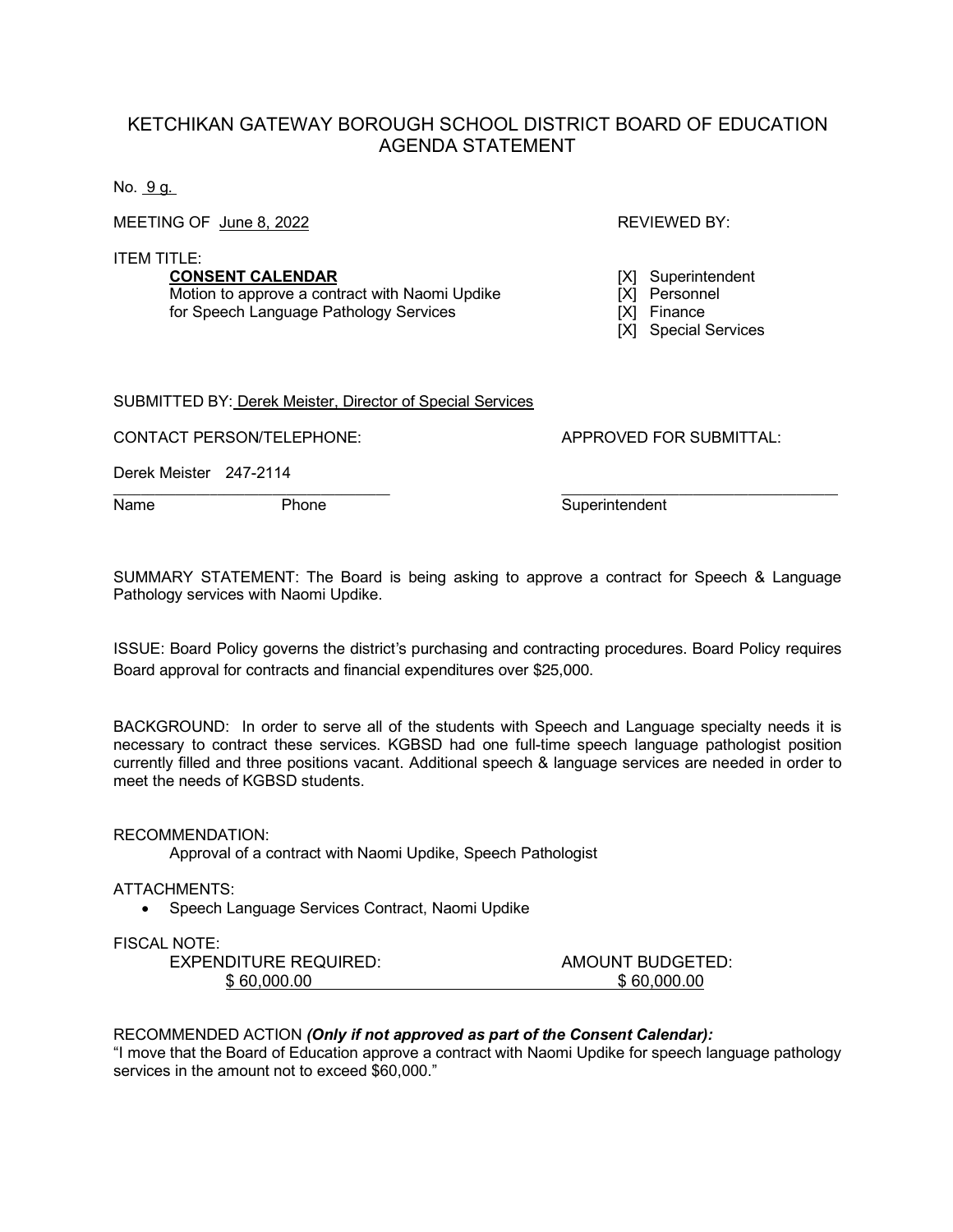# KETCHIKAN GATEWAY BOROUGH SCHOOL DISTRICT BOARD OF EDUCATION AGENDA STATEMENT

No. 9 g.

MEETING OF June 8, 2022

REVIEWED BY:

- [X] Superintendent
- [X] Personnel
- [X] Finance
- [X] Special Services

ITEM TITLE:

**CONSENT CALENDAR**
Motion to approve a contract with Naomi Updike for Speech Language Pathology Services

SUBMITTED BY: Derek Meister, Director of Special Services

CONTACT PERSON/TELEPHONE:

Derek Meister 247-2114

Name Phone

APPROVED FOR SUBMITTAL:

Superintendent

SUMMARY STATEMENT: The Board is being asking to approve a contract for Speech & Language Pathology services with Naomi Updike.

ISSUE: Board Policy governs the district's purchasing and contracting procedures. Board Policy requires Board approval for contracts and financial expenditures over $25,000.

BACKGROUND: In order to serve all of the students with Speech and Language specialty needs it is necessary to contract these services. KGBSD had one full-time speech language pathologist position currently filled and three positions vacant. Additional speech & language services are needed in order to meet the needs of KGBSD students.

RECOMMENDATION:

Approval of a contract with Naomi Updike, Speech Pathologist

ATTACHMENTS:

- Speech Language Services Contract, Naomi Updike

FISCAL NOTE:

| EXPENDITURE REQUIRED: | AMOUNT BUDGETED: |
| --- | --- |
| $ 60,000.00 | $ 60,000.00 |

RECOMMENDED ACTION ***(Only if not approved as part of the Consent Calendar):***
"I move that the Board of Education approve a contract with Naomi Updike for speech language pathology services in the amount not to exceed $60,000."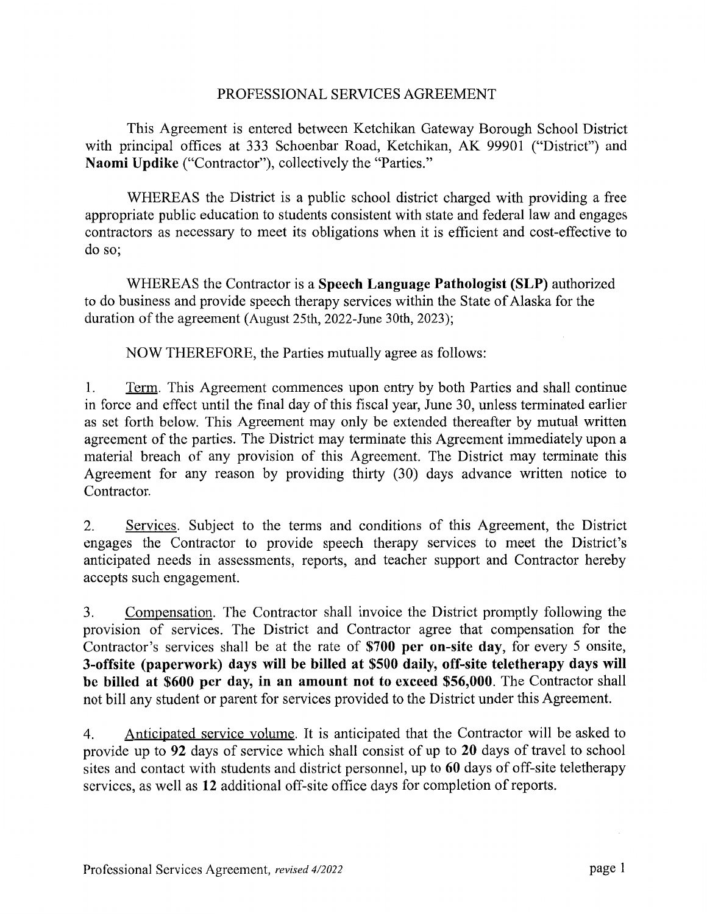PROFESSIONAL SERVICES AGREEMENT

This Agreement is entered between Ketchikan Gateway Borough School District with principal offices at 333 Schoenbar Road, Ketchikan, AK 99901 ("District") and **Naomi Updike** ("Contractor"), collectively the "Parties."

WHEREAS the District is a public school district charged with providing a free appropriate public education to students consistent with state and federal law and engages contractors as necessary to meet its obligations when it is efficient and cost-effective to do so;

WHEREAS the Contractor is a **Speech Language Pathologist (SLP)** authorized to do business and provide speech therapy services within the State of Alaska for the duration of the agreement (August 25th, 2022-June 30th, 2023);

NOW THEREFORE, the Parties mutually agree as follows:

1. Term. This Agreement commences upon entry by both Parties and shall continue in force and effect until the final day of this fiscal year, June 30, unless terminated earlier as set forth below. This Agreement may only be extended thereafter by mutual written agreement of the parties. The District may terminate this Agreement immediately upon a material breach of any provision of this Agreement. The District may terminate this Agreement for any reason by providing thirty (30) days advance written notice to Contractor.

2. Services. Subject to the terms and conditions of this Agreement, the District engages the Contractor to provide speech therapy services to meet the District's anticipated needs in assessments, reports, and teacher support and Contractor hereby accepts such engagement.

3. Compensation. The Contractor shall invoice the District promptly following the provision of services. The District and Contractor agree that compensation for the Contractor's services shall be at the rate of **$700 per on-site day**, for every 5 onsite, **3-offsite (paperwork) days will be billed at $500 daily, off-site teletherapy days will be billed at $600 per day, in an amount not to exceed $56,000**. The Contractor shall not bill any student or parent for services provided to the District under this Agreement.

4. Anticipated service volume. It is anticipated that the Contractor will be asked to provide up to **92** days of service which shall consist of up to **20** days of travel to school sites and contact with students and district personnel, up to **60** days of off-site teletherapy services, as well as **12** additional off-site office days for completion of reports.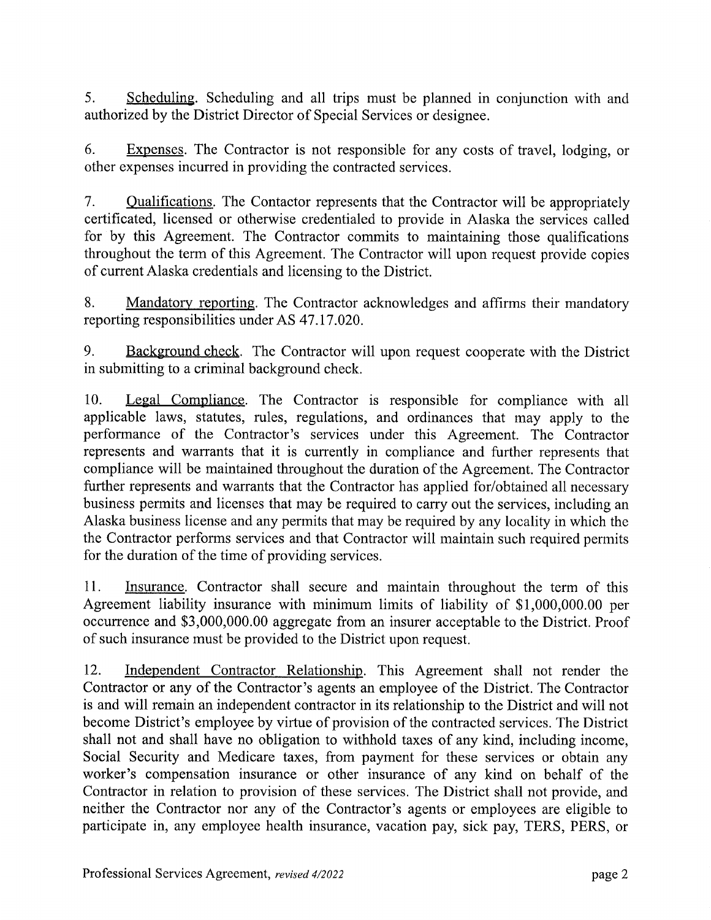5. Scheduling. Scheduling and all trips must be planned in conjunction with and authorized by the District Director of Special Services or designee.

6. Expenses. The Contractor is not responsible for any costs of travel, lodging, or other expenses incurred in providing the contracted services.

7. Qualifications. The Contactor represents that the Contractor will be appropriately certificated, licensed or otherwise credentialed to provide in Alaska the services called for by this Agreement. The Contractor commits to maintaining those qualifications throughout the term of this Agreement. The Contractor will upon request provide copies of current Alaska credentials and licensing to the District.

8. Mandatory reporting. The Contractor acknowledges and affirms their mandatory reporting responsibilities under AS 47.17.020.

9. Background check. The Contractor will upon request cooperate with the District in submitting to a criminal background check.

10. Legal Compliance. The Contractor is responsible for compliance with all applicable laws, statutes, rules, regulations, and ordinances that may apply to the performance of the Contractor's services under this Agreement. The Contractor represents and warrants that it is currently in compliance and further represents that compliance will be maintained throughout the duration of the Agreement. The Contractor further represents and warrants that the Contractor has applied for/obtained all necessary business permits and licenses that may be required to carry out the services, including an Alaska business license and any permits that may be required by any locality in which the the Contractor performs services and that Contractor will maintain such required permits for the duration of the time of providing services.

11. Insurance. Contractor shall secure and maintain throughout the term of this Agreement liability insurance with minimum limits of liability of $1,000,000.00 per occurrence and $3,000,000.00 aggregate from an insurer acceptable to the District. Proof of such insurance must be provided to the District upon request.

12. Independent Contractor Relationship. This Agreement shall not render the Contractor or any of the Contractor's agents an employee of the District. The Contractor is and will remain an independent contractor in its relationship to the District and will not become District's employee by virtue of provision of the contracted services. The District shall not and shall have no obligation to withhold taxes of any kind, including income, Social Security and Medicare taxes, from payment for these services or obtain any worker's compensation insurance or other insurance of any kind on behalf of the Contractor in relation to provision of these services. The District shall not provide, and neither the Contractor nor any of the Contractor's agents or employees are eligible to participate in, any employee health insurance, vacation pay, sick pay, TERS, PERS, or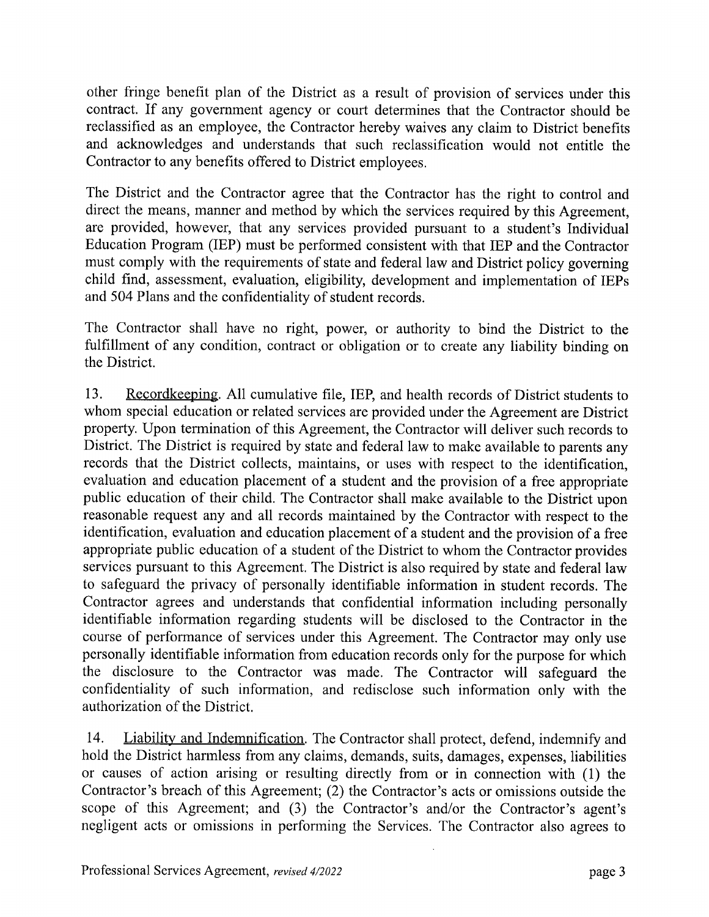other fringe benefit plan of the District as a result of provision of services under this contract. If any government agency or court determines that the Contractor should be reclassified as an employee, the Contractor hereby waives any claim to District benefits and acknowledges and understands that such reclassification would not entitle the Contractor to any benefits offered to District employees.

The District and the Contractor agree that the Contractor has the right to control and direct the means, manner and method by which the services required by this Agreement, are provided, however, that any services provided pursuant to a student's Individual Education Program (IEP) must be performed consistent with that IEP and the Contractor must comply with the requirements of state and federal law and District policy governing child find, assessment, evaluation, eligibility, development and implementation of IEPs and 504 Plans and the confidentiality of student records.

The Contractor shall have no right, power, or authority to bind the District to the fulfillment of any condition, contract or obligation or to create any liability binding on the District.

13. Recordkeeping. All cumulative file, IEP, and health records of District students to whom special education or related services are provided under the Agreement are District property. Upon termination of this Agreement, the Contractor will deliver such records to District. The District is required by state and federal law to make available to parents any records that the District collects, maintains, or uses with respect to the identification, evaluation and education placement of a student and the provision of a free appropriate public education of their child. The Contractor shall make available to the District upon reasonable request any and all records maintained by the Contractor with respect to the identification, evaluation and education placement of a student and the provision of a free appropriate public education of a student of the District to whom the Contractor provides services pursuant to this Agreement. The District is also required by state and federal law to safeguard the privacy of personally identifiable information in student records. The Contractor agrees and understands that confidential information including personally identifiable information regarding students will be disclosed to the Contractor in the course of performance of services under this Agreement. The Contractor may only use personally identifiable information from education records only for the purpose for which the disclosure to the Contractor was made. The Contractor will safeguard the confidentiality of such information, and redisclose such information only with the authorization of the District.

14. Liability and Indemnification. The Contractor shall protect, defend, indemnify and hold the District harmless from any claims, demands, suits, damages, expenses, liabilities or causes of action arising or resulting directly from or in connection with (1) the Contractor's breach of this Agreement; (2) the Contractor's acts or omissions outside the scope of this Agreement; and (3) the Contractor's and/or the Contractor's agent's negligent acts or omissions in performing the Services. The Contractor also agrees to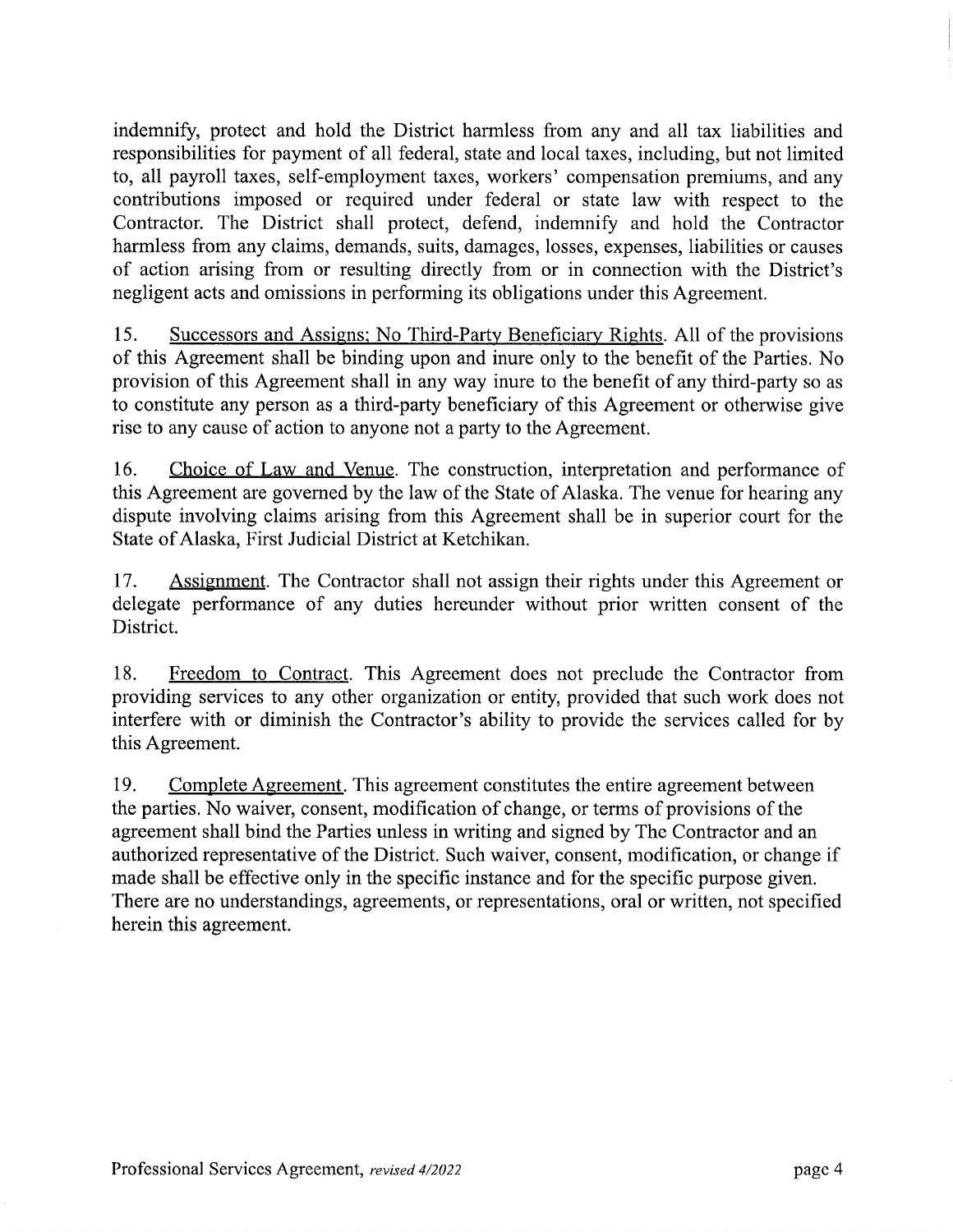indemnify, protect and hold the District harmless from any and all tax liabilities and responsibilities for payment of all federal, state and local taxes, including, but not limited to, all payroll taxes, self-employment taxes, workers' compensation premiums, and any contributions imposed or required under federal or state law with respect to the Contractor. The District shall protect, defend, indemnify and hold the Contractor harmless from any claims, demands, suits, damages, losses, expenses, liabilities or causes of action arising from or resulting directly from or in connection with the District's negligent acts and omissions in performing its obligations under this Agreement.

15. Successors and Assigns; No Third-Party Beneficiary Rights. All of the provisions of this Agreement shall be binding upon and inure only to the benefit of the Parties. No provision of this Agreement shall in any way inure to the benefit of any third-party so as to constitute any person as a third-party beneficiary of this Agreement or otherwise give rise to any cause of action to anyone not a party to the Agreement.

16. Choice of Law and Venue. The construction, interpretation and performance of this Agreement are governed by the law of the State of Alaska. The venue for hearing any dispute involving claims arising from this Agreement shall be in superior court for the State of Alaska, First Judicial District at Ketchikan.

17. Assignment. The Contractor shall not assign their rights under this Agreement or delegate performance of any duties hereunder without prior written consent of the District.

18. Freedom to Contract. This Agreement does not preclude the Contractor from providing services to any other organization or entity, provided that such work does not interfere with or diminish the Contractor's ability to provide the services called for by this Agreement.

19. Complete Agreement. This agreement constitutes the entire agreement between the parties. No waiver, consent, modification of change, or terms of provisions of the agreement shall bind the Parties unless in writing and signed by The Contractor and an authorized representative of the District. Such waiver, consent, modification, or change if made shall be effective only in the specific instance and for the specific purpose given. There are no understandings, agreements, or representations, oral or written, not specified herein this agreement.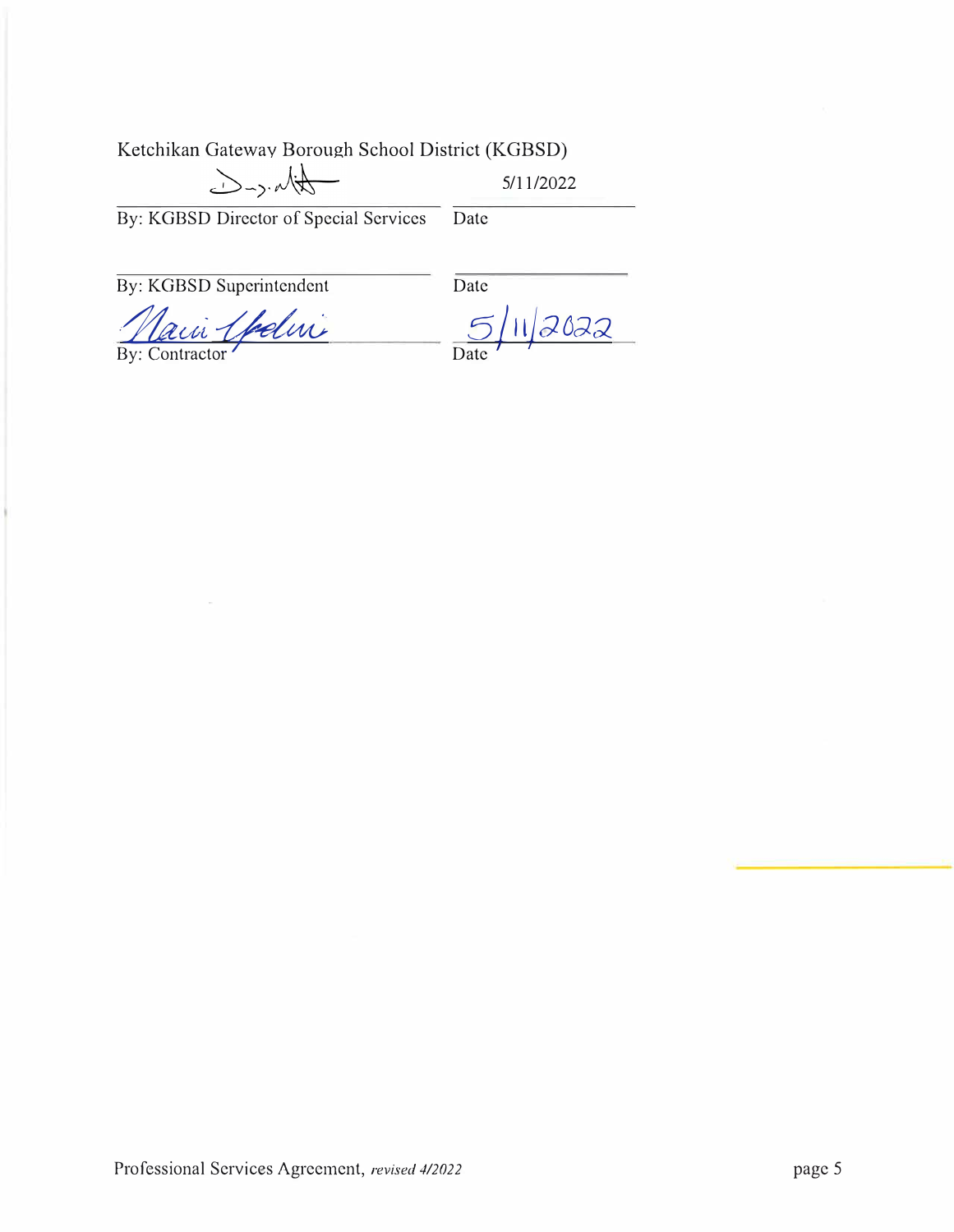Ketchikan Gateway Borough School District (KGBSD)

| | |
| --- | --- |
| | 5/11/2022 |
| By: KGBSD Director of Special Services | Date |
| By: KGBSD Superintendent | Date |
| | 5/11/2022 |
| By: Contractor | Date |

Professional Services Agreement, *revised 4/2022*